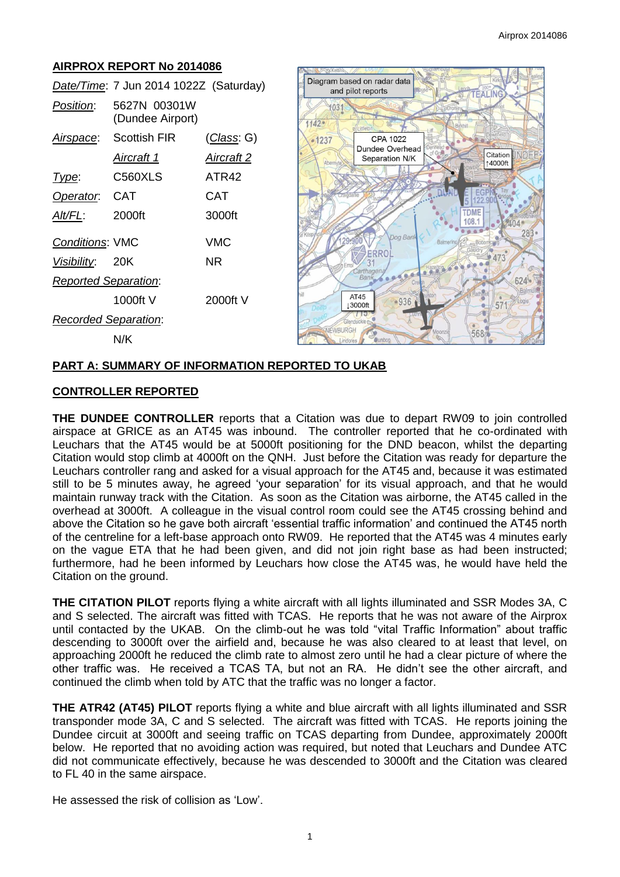# AIRPROX REPORT No 2014086

| | | |
|---|---|---|
| *Date/Time*: | 7 Jun 2014 1022Z (Saturday) | |
| *Position*: | 5627N 00301W (Dundee Airport) | |
| *Airspace*: | Scottish FIR | (*Class*: G) |
| | *Aircraft 1* | *Aircraft 2* |
| *Type*: | C560XLS | ATR42 |
| *Operator*: | CAT | CAT |
| *Alt/FL*: | 2000ft | 3000ft |
| *Conditions*: | VMC | VMC |
| *Visibility*: | 20K | NR |
| *Reported Separation*: | | |
| | 1000ft V | 2000ft V |
| *Recorded Separation*: | | |
| | N/K | |

Diagram based on radar data and pilot reports

CPA 1022
Dundee Overhead
Separation N/K

Citation
↑4000ft

AT45
↓3000ft

## PART A: SUMMARY OF INFORMATION REPORTED TO UKAB

### CONTROLLER REPORTED

**THE DUNDEE CONTROLLER** reports that a Citation was due to depart RW09 to join controlled airspace at GRICE as an AT45 was inbound. The controller reported that he co-ordinated with Leuchars that the AT45 would be at 5000ft positioning for the DND beacon, whilst the departing Citation would stop climb at 4000ft on the QNH. Just before the Citation was ready for departure the Leuchars controller rang and asked for a visual approach for the AT45 and, because it was estimated still to be 5 minutes away, he agreed 'your separation' for its visual approach, and that he would maintain runway track with the Citation. As soon as the Citation was airborne, the AT45 called in the overhead at 3000ft. A colleague in the visual control room could see the AT45 crossing behind and above the Citation so he gave both aircraft 'essential traffic information' and continued the AT45 north of the centreline for a left-base approach onto RW09. He reported that the AT45 was 4 minutes early on the vague ETA that he had been given, and did not join right base as had been instructed; furthermore, had he been informed by Leuchars how close the AT45 was, he would have held the Citation on the ground.

**THE CITATION PILOT** reports flying a white aircraft with all lights illuminated and SSR Modes 3A, C and S selected. The aircraft was fitted with TCAS. He reports that he was not aware of the Airprox until contacted by the UKAB. On the climb-out he was told "vital Traffic Information" about traffic descending to 3000ft over the airfield and, because he was also cleared to at least that level, on approaching 2000ft he reduced the climb rate to almost zero until he had a clear picture of where the other traffic was. He received a TCAS TA, but not an RA. He didn't see the other aircraft, and continued the climb when told by ATC that the traffic was no longer a factor.

**THE ATR42 (AT45) PILOT** reports flying a white and blue aircraft with all lights illuminated and SSR transponder mode 3A, C and S selected. The aircraft was fitted with TCAS. He reports joining the Dundee circuit at 3000ft and seeing traffic on TCAS departing from Dundee, approximately 2000ft below. He reported that no avoiding action was required, but noted that Leuchars and Dundee ATC did not communicate effectively, because he was descended to 3000ft and the Citation was cleared to FL 40 in the same airspace.

He assessed the risk of collision as 'Low'.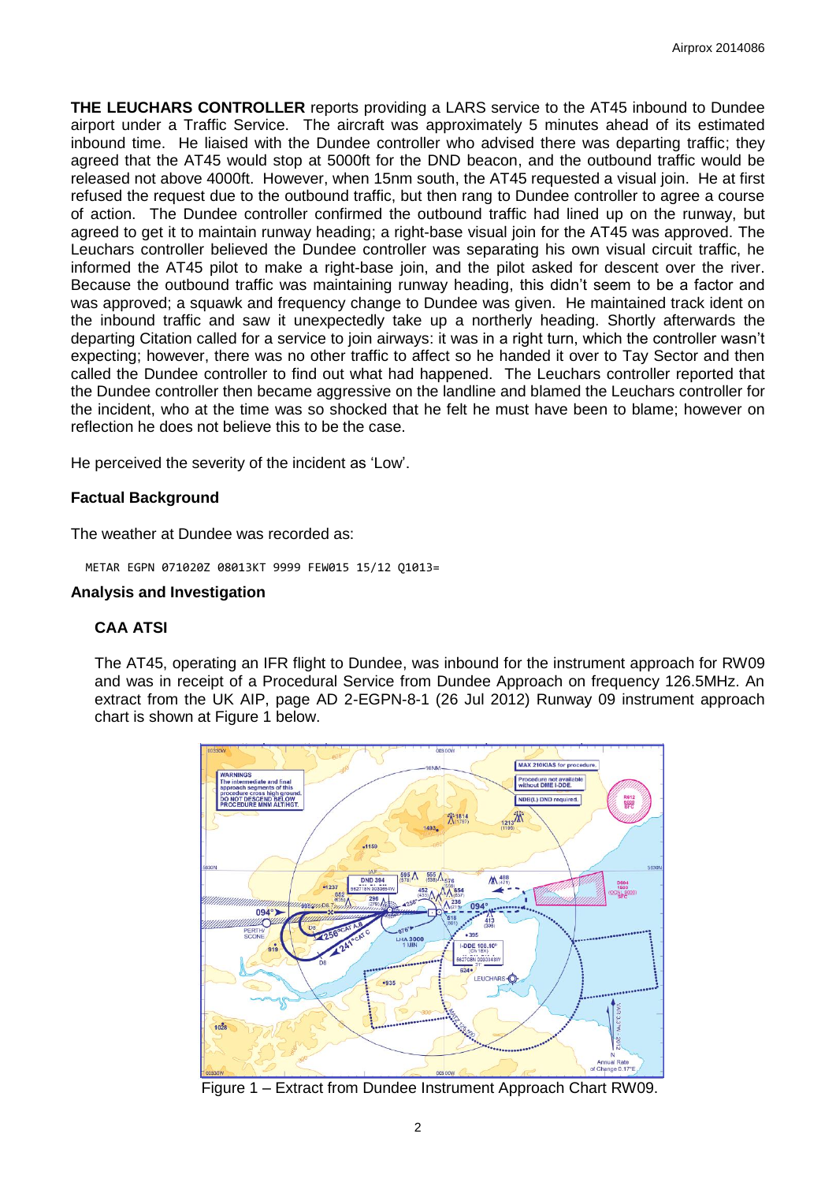**THE LEUCHARS CONTROLLER** reports providing a LARS service to the AT45 inbound to Dundee airport under a Traffic Service. The aircraft was approximately 5 minutes ahead of its estimated inbound time. He liaised with the Dundee controller who advised there was departing traffic; they agreed that the AT45 would stop at 5000ft for the DND beacon, and the outbound traffic would be released not above 4000ft. However, when 15nm south, the AT45 requested a visual join. He at first refused the request due to the outbound traffic, but then rang to Dundee controller to agree a course of action. The Dundee controller confirmed the outbound traffic had lined up on the runway, but agreed to get it to maintain runway heading; a right-base visual join for the AT45 was approved. The Leuchars controller believed the Dundee controller was separating his own visual circuit traffic, he informed the AT45 pilot to make a right-base join, and the pilot asked for descent over the river. Because the outbound traffic was maintaining runway heading, this didn't seem to be a factor and was approved; a squawk and frequency change to Dundee was given. He maintained track ident on the inbound traffic and saw it unexpectedly take up a northerly heading. Shortly afterwards the departing Citation called for a service to join airways: it was in a right turn, which the controller wasn't expecting; however, there was no other traffic to affect so he handed it over to Tay Sector and then called the Dundee controller to find out what had happened. The Leuchars controller reported that the Dundee controller then became aggressive on the landline and blamed the Leuchars controller for the incident, who at the time was so shocked that he felt he must have been to blame; however on reflection he does not believe this to be the case.

He perceived the severity of the incident as 'Low'.

### Factual Background

The weather at Dundee was recorded as:

```
METAR EGPN 071020Z 08013KT 9999 FEW015 15/12 Q1013=
```

### Analysis and Investigation

#### CAA ATSI

The AT45, operating an IFR flight to Dundee, was inbound for the instrument approach for RW09 and was in receipt of a Procedural Service from Dundee Approach on frequency 126.5MHz. An extract from the UK AIP, page AD 2-EGPN-8-1 (26 Jul 2012) Runway 09 instrument approach chart is shown at Figure 1 below.

Figure 1 – Extract from Dundee Instrument Approach Chart RW09.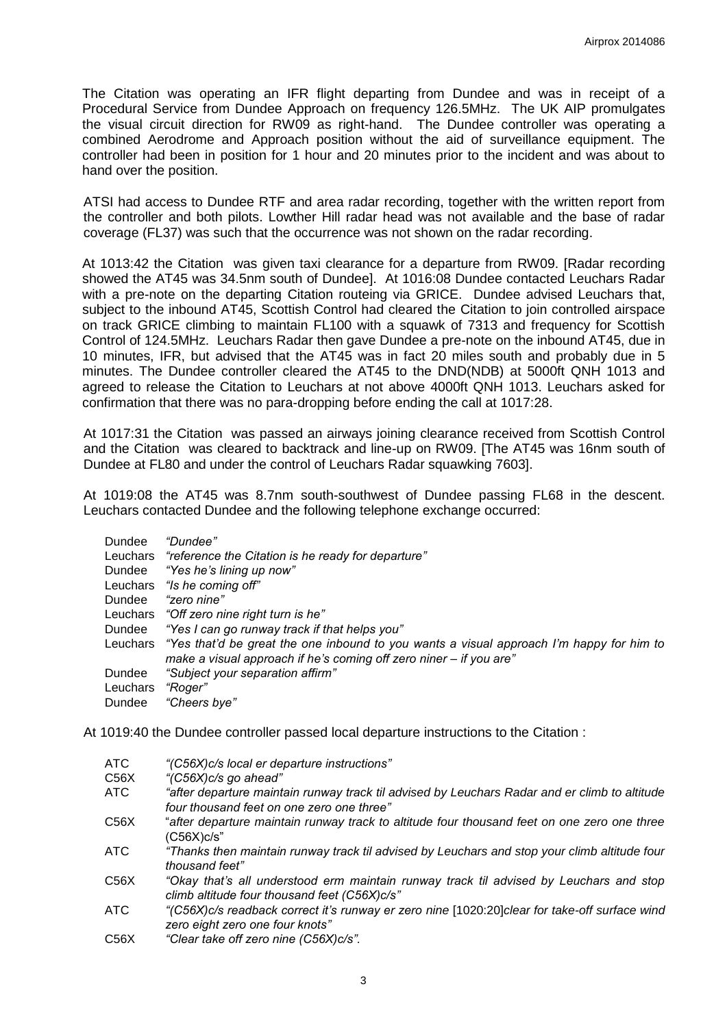The Citation was operating an IFR flight departing from Dundee and was in receipt of a Procedural Service from Dundee Approach on frequency 126.5MHz. The UK AIP promulgates the visual circuit direction for RW09 as right-hand. The Dundee controller was operating a combined Aerodrome and Approach position without the aid of surveillance equipment. The controller had been in position for 1 hour and 20 minutes prior to the incident and was about to hand over the position.

ATSI had access to Dundee RTF and area radar recording, together with the written report from the controller and both pilots. Lowther Hill radar head was not available and the base of radar coverage (FL37) was such that the occurrence was not shown on the radar recording.

At 1013:42 the Citation was given taxi clearance for a departure from RW09. [Radar recording showed the AT45 was 34.5nm south of Dundee]. At 1016:08 Dundee contacted Leuchars Radar with a pre-note on the departing Citation routeing via GRICE. Dundee advised Leuchars that, subject to the inbound AT45, Scottish Control had cleared the Citation to join controlled airspace on track GRICE climbing to maintain FL100 with a squawk of 7313 and frequency for Scottish Control of 124.5MHz. Leuchars Radar then gave Dundee a pre-note on the inbound AT45, due in 10 minutes, IFR, but advised that the AT45 was in fact 20 miles south and probably due in 5 minutes. The Dundee controller cleared the AT45 to the DND(NDB) at 5000ft QNH 1013 and agreed to release the Citation to Leuchars at not above 4000ft QNH 1013. Leuchars asked for confirmation that there was no para-dropping before ending the call at 1017:28.

At 1017:31 the Citation was passed an airways joining clearance received from Scottish Control and the Citation was cleared to backtrack and line-up on RW09. [The AT45 was 16nm south of Dundee at FL80 and under the control of Leuchars Radar squawking 7603].

At 1019:08 the AT45 was 8.7nm south-southwest of Dundee passing FL68 in the descent. Leuchars contacted Dundee and the following telephone exchange occurred:

| | |
|---|---|
| Dundee | *"Dundee"* |
| Leuchars | *"reference the Citation is he ready for departure"* |
| Dundee | *"Yes he's lining up now"* |
| Leuchars | *"Is he coming off"* |
| Dundee | *"zero nine"* |
| Leuchars | *"Off zero nine right turn is he"* |
| Dundee | *"Yes I can go runway track if that helps you"* |
| Leuchars | *"Yes that'd be great the one inbound to you wants a visual approach I'm happy for him to make a visual approach if he's coming off zero niner – if you are"* |
| Dundee | *"Subject your separation affirm"* |
| Leuchars | *"Roger"* |
| Dundee | *"Cheers bye"* |

At 1019:40 the Dundee controller passed local departure instructions to the Citation :

| | |
|---|---|
| ATC | *"(C56X)c/s local er departure instructions"* |
| C56X | *"(C56X)c/s go ahead"* |
| ATC | *"after departure maintain runway track til advised by Leuchars Radar and er climb to altitude four thousand feet on one zero one three"* |
| C56X | "*after departure maintain runway track to altitude four thousand feet on one zero one three* (C56X)c/s" |
| ATC | *"Thanks then maintain runway track til advised by Leuchars and stop your climb altitude four thousand feet"* |
| C56X | *"Okay that's all understood erm maintain runway track til advised by Leuchars and stop climb altitude four thousand feet (C56X)c/s"* |
| ATC | *"(C56X)c/s readback correct it's runway er zero nine* [1020:20]*clear for take-off surface wind zero eight zero one four knots"* |
| C56X | *"Clear take off zero nine (C56X)c/s".* |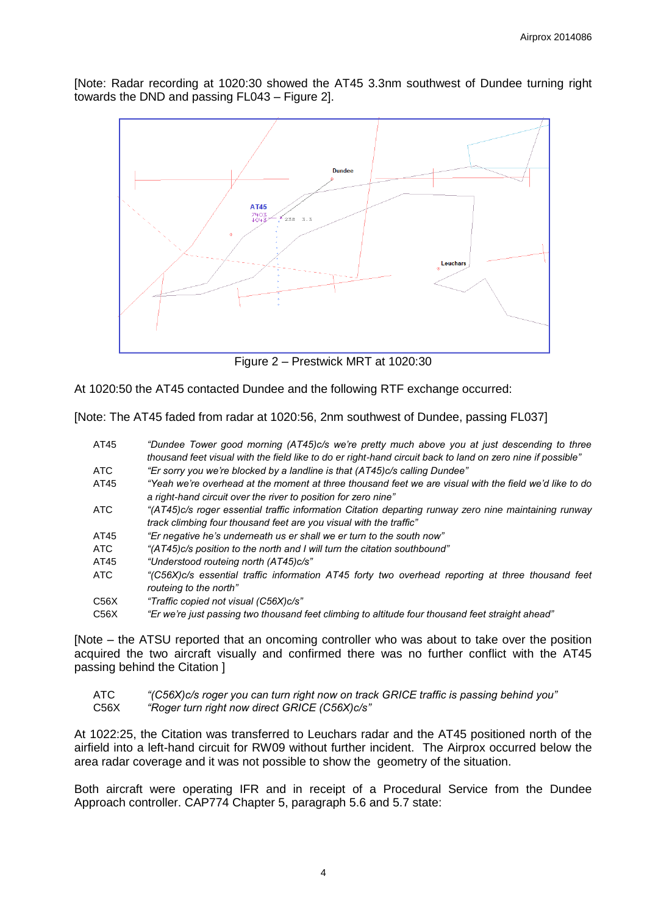[Note: Radar recording at 1020:30 showed the AT45 3.3nm southwest of Dundee turning right towards the DND and passing FL043 – Figure 2].

Dundee
AT45
7403
↓043
238 3.3
Leuchars

Figure 2 – Prestwick MRT at 1020:30

At 1020:50 the AT45 contacted Dundee and the following RTF exchange occurred:

[Note: The AT45 faded from radar at 1020:56, 2nm southwest of Dundee, passing FL037]

| | |
|---|---|
| AT45 | *"Dundee Tower good morning (AT45)c/s we're pretty much above you at just descending to three thousand feet visual with the field like to do er right-hand circuit back to land on zero nine if possible"* |
| ATC | *"Er sorry you we're blocked by a landline is that (AT45)c/s calling Dundee"* |
| AT45 | *"Yeah we're overhead at the moment at three thousand feet we are visual with the field we'd like to do a right-hand circuit over the river to position for zero nine"* |
| ATC | *"(AT45)c/s roger essential traffic information Citation departing runway zero nine maintaining runway track climbing four thousand feet are you visual with the traffic"* |
| AT45 | *"Er negative he's underneath us er shall we er turn to the south now"* |
| ATC | *"(AT45)c/s position to the north and I will turn the citation southbound"* |
| AT45 | *"Understood routeing north (AT45)c/s"* |
| ATC | *"(C56X)c/s essential traffic information AT45 forty two overhead reporting at three thousand feet routeing to the north"* |
| C56X | *"Traffic copied not visual (C56X)c/s"* |
| C56X | *"Er we're just passing two thousand feet climbing to altitude four thousand feet straight ahead"* |

[Note – the ATSU reported that an oncoming controller who was about to take over the position acquired the two aircraft visually and confirmed there was no further conflict with the AT45 passing behind the Citation ]

| | |
|---|---|
| ATC | *"(C56X)c/s roger you can turn right now on track GRICE traffic is passing behind you"* |
| C56X | *"Roger turn right now direct GRICE (C56X)c/s"* |

At 1022:25, the Citation was transferred to Leuchars radar and the AT45 positioned north of the airfield into a left-hand circuit for RW09 without further incident. The Airprox occurred below the area radar coverage and it was not possible to show the geometry of the situation.

Both aircraft were operating IFR and in receipt of a Procedural Service from the Dundee Approach controller. CAP774 Chapter 5, paragraph 5.6 and 5.7 state: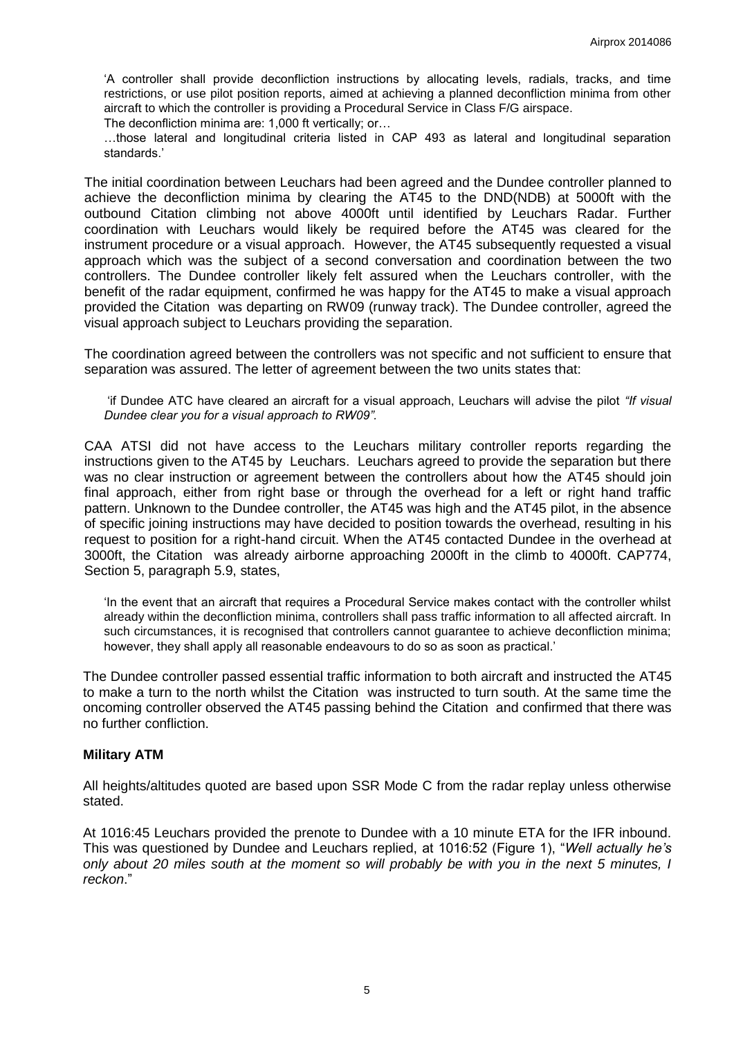'A controller shall provide deconfliction instructions by allocating levels, radials, tracks, and time restrictions, or use pilot position reports, aimed at achieving a planned deconfliction minima from other aircraft to which the controller is providing a Procedural Service in Class F/G airspace.

The deconfliction minima are: 1,000 ft vertically; or…

…those lateral and longitudinal criteria listed in CAP 493 as lateral and longitudinal separation standards.'

The initial coordination between Leuchars had been agreed and the Dundee controller planned to achieve the deconfliction minima by clearing the AT45 to the DND(NDB) at 5000ft with the outbound Citation climbing not above 4000ft until identified by Leuchars Radar. Further coordination with Leuchars would likely be required before the AT45 was cleared for the instrument procedure or a visual approach. However, the AT45 subsequently requested a visual approach which was the subject of a second conversation and coordination between the two controllers. The Dundee controller likely felt assured when the Leuchars controller, with the benefit of the radar equipment, confirmed he was happy for the AT45 to make a visual approach provided the Citation was departing on RW09 (runway track). The Dundee controller, agreed the visual approach subject to Leuchars providing the separation.

The coordination agreed between the controllers was not specific and not sufficient to ensure that separation was assured. The letter of agreement between the two units states that:

'if Dundee ATC have cleared an aircraft for a visual approach, Leuchars will advise the pilot *"If visual Dundee clear you for a visual approach to RW09".*

CAA ATSI did not have access to the Leuchars military controller reports regarding the instructions given to the AT45 by Leuchars. Leuchars agreed to provide the separation but there was no clear instruction or agreement between the controllers about how the AT45 should join final approach, either from right base or through the overhead for a left or right hand traffic pattern. Unknown to the Dundee controller, the AT45 was high and the AT45 pilot, in the absence of specific joining instructions may have decided to position towards the overhead, resulting in his request to position for a right-hand circuit. When the AT45 contacted Dundee in the overhead at 3000ft, the Citation was already airborne approaching 2000ft in the climb to 4000ft. CAP774, Section 5, paragraph 5.9, states,

'In the event that an aircraft that requires a Procedural Service makes contact with the controller whilst already within the deconfliction minima, controllers shall pass traffic information to all affected aircraft. In such circumstances, it is recognised that controllers cannot guarantee to achieve deconfliction minima; however, they shall apply all reasonable endeavours to do so as soon as practical.'

The Dundee controller passed essential traffic information to both aircraft and instructed the AT45 to make a turn to the north whilst the Citation was instructed to turn south. At the same time the oncoming controller observed the AT45 passing behind the Citation and confirmed that there was no further confliction.

### Military ATM

All heights/altitudes quoted are based upon SSR Mode C from the radar replay unless otherwise stated.

At 1016:45 Leuchars provided the prenote to Dundee with a 10 minute ETA for the IFR inbound. This was questioned by Dundee and Leuchars replied, at 1016:52 (Figure 1), "*Well actually he's only about 20 miles south at the moment so will probably be with you in the next 5 minutes, I reckon*."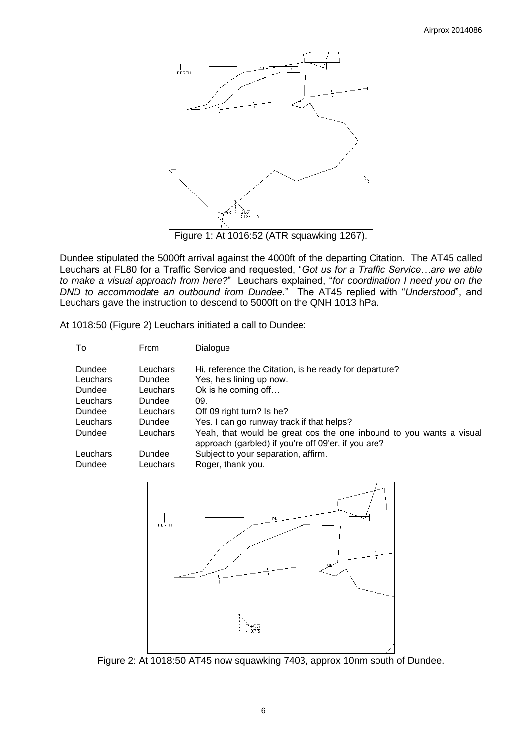PERTH

PN

QL

PIPAR 1267
080 PN

Figure 1: At 1016:52 (ATR squawking 1267).

Dundee stipulated the 5000ft arrival against the 4000ft of the departing Citation. The AT45 called Leuchars at FL80 for a Traffic Service and requested, "*Got us for a Traffic Service…are we able to make a visual approach from here?*" Leuchars explained, "*for coordination I need you on the DND to accommodate an outbound from Dundee*." The AT45 replied with "*Understood*", and Leuchars gave the instruction to descend to 5000ft on the QNH 1013 hPa.

At 1018:50 (Figure 2) Leuchars initiated a call to Dundee:

| To | From | Dialogue |
|---|---|---|
| Dundee | Leuchars | Hi, reference the Citation, is he ready for departure? |
| Leuchars | Dundee | Yes, he's lining up now. |
| Dundee | Leuchars | Ok is he coming off… |
| Leuchars | Dundee | 09. |
| Dundee | Leuchars | Off 09 right turn? Is he? |
| Leuchars | Dundee | Yes. I can go runway track if that helps? |
| Dundee | Leuchars | Yeah, that would be great cos the one inbound to you wants a visual approach (garbled) if you're off 09'er, if you are? |
| Leuchars | Dundee | Subject to your separation, affirm. |
| Dundee | Leuchars | Roger, thank you. |

PERTH

PN

QL

7403
4073

Figure 2: At 1018:50 AT45 now squawking 7403, approx 10nm south of Dundee.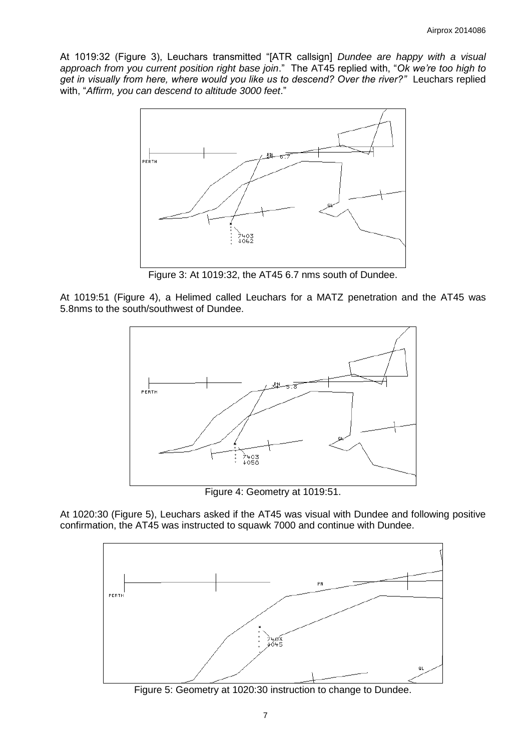At 1019:32 (Figure 3), Leuchars transmitted "[ATR callsign] *Dundee are happy with a visual approach from you current position right base join*." The AT45 replied with, "*Ok we're too high to get in visually from here, where would you like us to descend? Over the river?*" Leuchars replied with, "*Affirm, you can descend to altitude 3000 feet*."

PERTH

PN

6.7

QL

7403
↓062

Figure 3: At 1019:32, the AT45 6.7 nms south of Dundee.

At 1019:51 (Figure 4), a Helimed called Leuchars for a MATZ penetration and the AT45 was 5.8nms to the south/southwest of Dundee.

PERTH

PN

5.8

QL

7403
↓058

Figure 4: Geometry at 1019:51.

At 1020:30 (Figure 5), Leuchars asked if the AT45 was visual with Dundee and following positive confirmation, the AT45 was instructed to squawk 7000 and continue with Dundee.

PERTH

PN

QL

7403
↓045

Figure 5: Geometry at 1020:30 instruction to change to Dundee.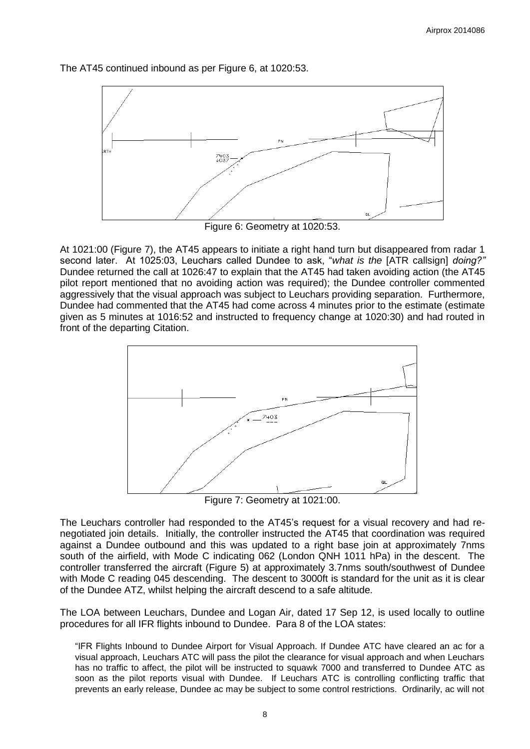The AT45 continued inbound as per Figure 6, at 1020:53.

ERTH

FN

7403
↓037

QL

Figure 6: Geometry at 1020:53.

At 1021:00 (Figure 7), the AT45 appears to initiate a right hand turn but disappeared from radar 1 second later. At 1025:03, Leuchars called Dundee to ask, "*what is the* [ATR callsign] *doing?"* Dundee returned the call at 1026:47 to explain that the AT45 had taken avoiding action (the AT45 pilot report mentioned that no avoiding action was required); the Dundee controller commented aggressively that the visual approach was subject to Leuchars providing separation. Furthermore, Dundee had commented that the AT45 had come across 4 minutes prior to the estimate (estimate given as 5 minutes at 1016:52 and instructed to frequency change at 1020:30) and had routed in front of the departing Citation.

FN

7403
---

QL

Figure 7: Geometry at 1021:00.

The Leuchars controller had responded to the AT45's request for a visual recovery and had re-negotiated join details. Initially, the controller instructed the AT45 that coordination was required against a Dundee outbound and this was updated to a right base join at approximately 7nms south of the airfield, with Mode C indicating 062 (London QNH 1011 hPa) in the descent. The controller transferred the aircraft (Figure 5) at approximately 3.7nms south/southwest of Dundee with Mode C reading 045 descending. The descent to 3000ft is standard for the unit as it is clear of the Dundee ATZ, whilst helping the aircraft descend to a safe altitude.

The LOA between Leuchars, Dundee and Logan Air, dated 17 Sep 12, is used locally to outline procedures for all IFR flights inbound to Dundee. Para 8 of the LOA states:

"IFR Flights Inbound to Dundee Airport for Visual Approach. If Dundee ATC have cleared an ac for a visual approach, Leuchars ATC will pass the pilot the clearance for visual approach and when Leuchars has no traffic to affect, the pilot will be instructed to squawk 7000 and transferred to Dundee ATC as soon as the pilot reports visual with Dundee. If Leuchars ATC is controlling conflicting traffic that prevents an early release, Dundee ac may be subject to some control restrictions. Ordinarily, ac will not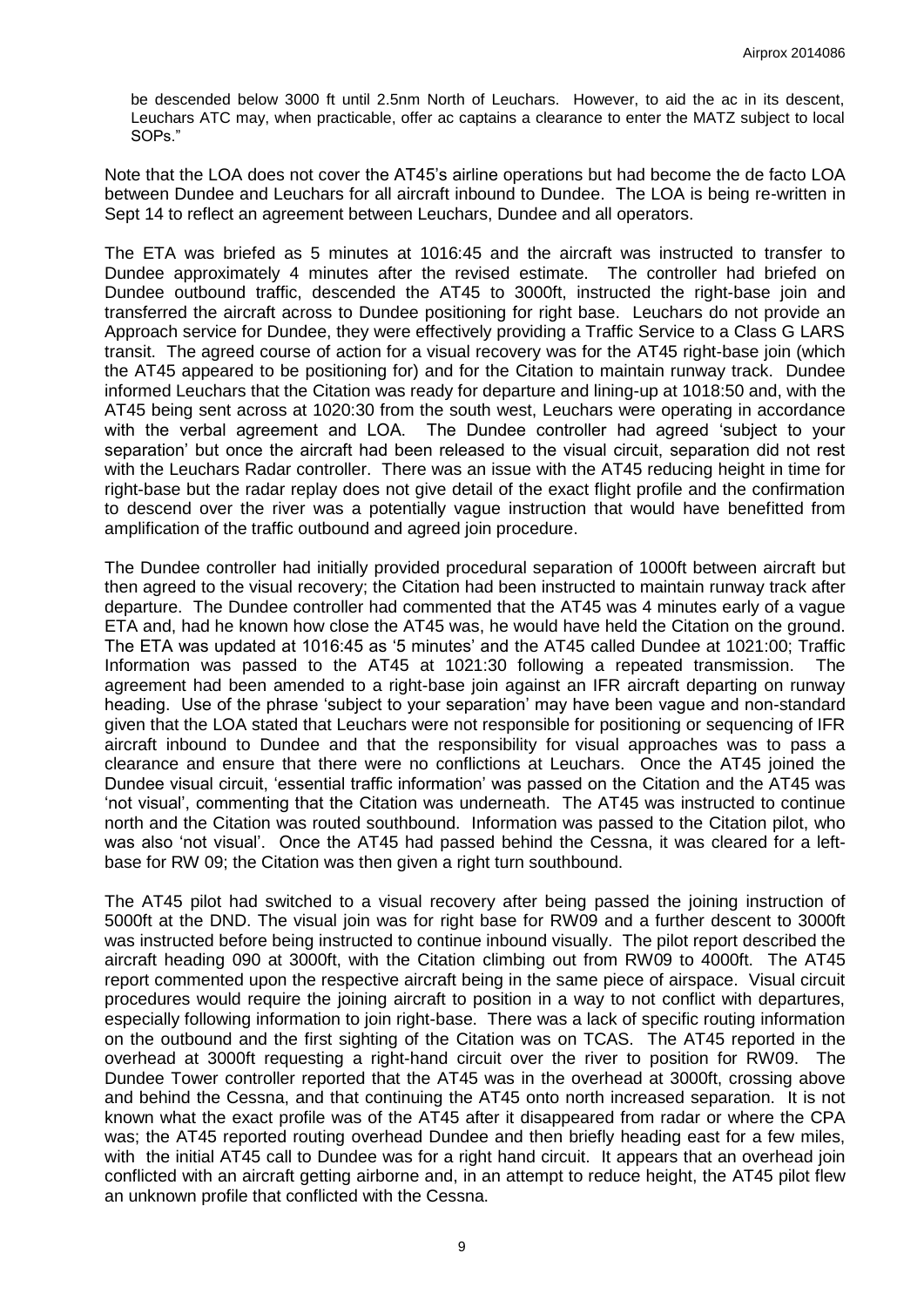be descended below 3000 ft until 2.5nm North of Leuchars. However, to aid the ac in its descent, Leuchars ATC may, when practicable, offer ac captains a clearance to enter the MATZ subject to local SOPs."

Note that the LOA does not cover the AT45's airline operations but had become the de facto LOA between Dundee and Leuchars for all aircraft inbound to Dundee. The LOA is being re-written in Sept 14 to reflect an agreement between Leuchars, Dundee and all operators.

The ETA was briefed as 5 minutes at 1016:45 and the aircraft was instructed to transfer to Dundee approximately 4 minutes after the revised estimate. The controller had briefed on Dundee outbound traffic, descended the AT45 to 3000ft, instructed the right-base join and transferred the aircraft across to Dundee positioning for right base. Leuchars do not provide an Approach service for Dundee, they were effectively providing a Traffic Service to a Class G LARS transit. The agreed course of action for a visual recovery was for the AT45 right-base join (which the AT45 appeared to be positioning for) and for the Citation to maintain runway track. Dundee informed Leuchars that the Citation was ready for departure and lining-up at 1018:50 and, with the AT45 being sent across at 1020:30 from the south west, Leuchars were operating in accordance with the verbal agreement and LOA. The Dundee controller had agreed 'subject to your separation' but once the aircraft had been released to the visual circuit, separation did not rest with the Leuchars Radar controller. There was an issue with the AT45 reducing height in time for right-base but the radar replay does not give detail of the exact flight profile and the confirmation to descend over the river was a potentially vague instruction that would have benefitted from amplification of the traffic outbound and agreed join procedure.

The Dundee controller had initially provided procedural separation of 1000ft between aircraft but then agreed to the visual recovery; the Citation had been instructed to maintain runway track after departure. The Dundee controller had commented that the AT45 was 4 minutes early of a vague ETA and, had he known how close the AT45 was, he would have held the Citation on the ground. The ETA was updated at 1016:45 as '5 minutes' and the AT45 called Dundee at 1021:00; Traffic Information was passed to the AT45 at 1021:30 following a repeated transmission. The agreement had been amended to a right-base join against an IFR aircraft departing on runway heading. Use of the phrase 'subject to your separation' may have been vague and non-standard given that the LOA stated that Leuchars were not responsible for positioning or sequencing of IFR aircraft inbound to Dundee and that the responsibility for visual approaches was to pass a clearance and ensure that there were no conflictions at Leuchars. Once the AT45 joined the Dundee visual circuit, 'essential traffic information' was passed on the Citation and the AT45 was 'not visual', commenting that the Citation was underneath. The AT45 was instructed to continue north and the Citation was routed southbound. Information was passed to the Citation pilot, who was also 'not visual'. Once the AT45 had passed behind the Cessna, it was cleared for a left-base for RW 09; the Citation was then given a right turn southbound.

The AT45 pilot had switched to a visual recovery after being passed the joining instruction of 5000ft at the DND. The visual join was for right base for RW09 and a further descent to 3000ft was instructed before being instructed to continue inbound visually. The pilot report described the aircraft heading 090 at 3000ft, with the Citation climbing out from RW09 to 4000ft. The AT45 report commented upon the respective aircraft being in the same piece of airspace. Visual circuit procedures would require the joining aircraft to position in a way to not conflict with departures, especially following information to join right-base. There was a lack of specific routing information on the outbound and the first sighting of the Citation was on TCAS. The AT45 reported in the overhead at 3000ft requesting a right-hand circuit over the river to position for RW09. The Dundee Tower controller reported that the AT45 was in the overhead at 3000ft, crossing above and behind the Cessna, and that continuing the AT45 onto north increased separation. It is not known what the exact profile was of the AT45 after it disappeared from radar or where the CPA was; the AT45 reported routing overhead Dundee and then briefly heading east for a few miles, with the initial AT45 call to Dundee was for a right hand circuit. It appears that an overhead join conflicted with an aircraft getting airborne and, in an attempt to reduce height, the AT45 pilot flew an unknown profile that conflicted with the Cessna.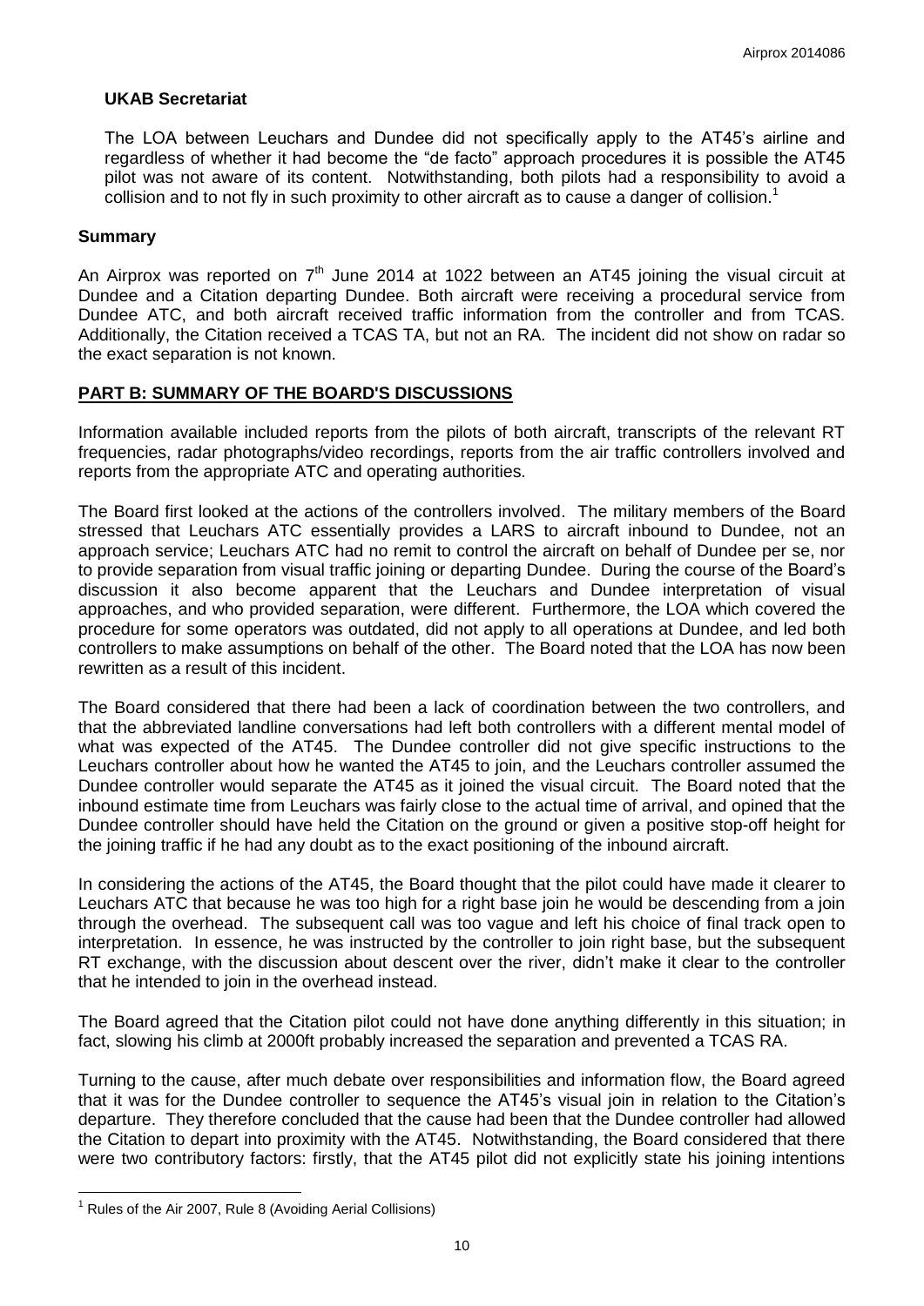**UKAB Secretariat**

The LOA between Leuchars and Dundee did not specifically apply to the AT45's airline and regardless of whether it had become the "de facto" approach procedures it is possible the AT45 pilot was not aware of its content. Notwithstanding, both pilots had a responsibility to avoid a collision and to not fly in such proximity to other aircraft as to cause a danger of collision.[1]

**Summary**

An Airprox was reported on 7th June 2014 at 1022 between an AT45 joining the visual circuit at Dundee and a Citation departing Dundee. Both aircraft were receiving a procedural service from Dundee ATC, and both aircraft received traffic information from the controller and from TCAS. Additionally, the Citation received a TCAS TA, but not an RA. The incident did not show on radar so the exact separation is not known.

## PART B: SUMMARY OF THE BOARD'S DISCUSSIONS

Information available included reports from the pilots of both aircraft, transcripts of the relevant RT frequencies, radar photographs/video recordings, reports from the air traffic controllers involved and reports from the appropriate ATC and operating authorities.

The Board first looked at the actions of the controllers involved. The military members of the Board stressed that Leuchars ATC essentially provides a LARS to aircraft inbound to Dundee, not an approach service; Leuchars ATC had no remit to control the aircraft on behalf of Dundee per se, nor to provide separation from visual traffic joining or departing Dundee. During the course of the Board's discussion it also become apparent that the Leuchars and Dundee interpretation of visual approaches, and who provided separation, were different. Furthermore, the LOA which covered the procedure for some operators was outdated, did not apply to all operations at Dundee, and led both controllers to make assumptions on behalf of the other. The Board noted that the LOA has now been rewritten as a result of this incident.

The Board considered that there had been a lack of coordination between the two controllers, and that the abbreviated landline conversations had left both controllers with a different mental model of what was expected of the AT45. The Dundee controller did not give specific instructions to the Leuchars controller about how he wanted the AT45 to join, and the Leuchars controller assumed the Dundee controller would separate the AT45 as it joined the visual circuit. The Board noted that the inbound estimate time from Leuchars was fairly close to the actual time of arrival, and opined that the Dundee controller should have held the Citation on the ground or given a positive stop-off height for the joining traffic if he had any doubt as to the exact positioning of the inbound aircraft.

In considering the actions of the AT45, the Board thought that the pilot could have made it clearer to Leuchars ATC that because he was too high for a right base join he would be descending from a join through the overhead. The subsequent call was too vague and left his choice of final track open to interpretation. In essence, he was instructed by the controller to join right base, but the subsequent RT exchange, with the discussion about descent over the river, didn't make it clear to the controller that he intended to join in the overhead instead.

The Board agreed that the Citation pilot could not have done anything differently in this situation; in fact, slowing his climb at 2000ft probably increased the separation and prevented a TCAS RA.

Turning to the cause, after much debate over responsibilities and information flow, the Board agreed that it was for the Dundee controller to sequence the AT45's visual join in relation to the Citation's departure. They therefore concluded that the cause had been that the Dundee controller had allowed the Citation to depart into proximity with the AT45. Notwithstanding, the Board considered that there were two contributory factors: firstly, that the AT45 pilot did not explicitly state his joining intentions

[1] Rules of the Air 2007, Rule 8 (Avoiding Aerial Collisions)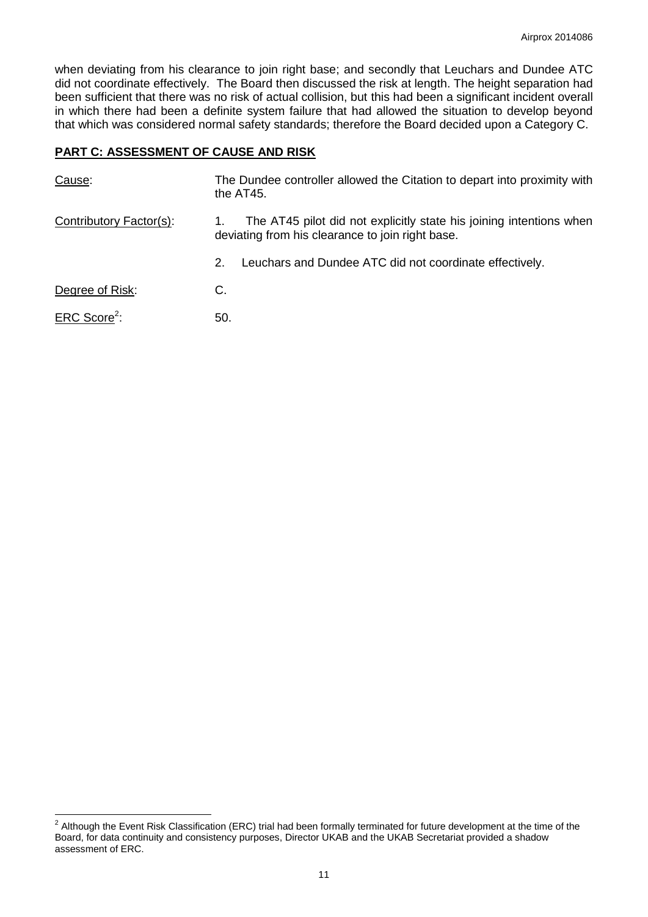when deviating from his clearance to join right base; and secondly that Leuchars and Dundee ATC did not coordinate effectively. The Board then discussed the risk at length. The height separation had been sufficient that there was no risk of actual collision, but this had been a significant incident overall in which there had been a definite system failure that had allowed the situation to develop beyond that which was considered normal safety standards; therefore the Board decided upon a Category C.

## PART C: ASSESSMENT OF CAUSE AND RISK

Cause: The Dundee controller allowed the Citation to depart into proximity with the AT45.

Contributory Factor(s):

1. The AT45 pilot did not explicitly state his joining intentions when deviating from his clearance to join right base.
2. Leuchars and Dundee ATC did not coordinate effectively.

Degree of Risk: C.

ERC Score[2]: 50.

[2] Although the Event Risk Classification (ERC) trial had been formally terminated for future development at the time of the Board, for data continuity and consistency purposes, Director UKAB and the UKAB Secretariat provided a shadow assessment of ERC.